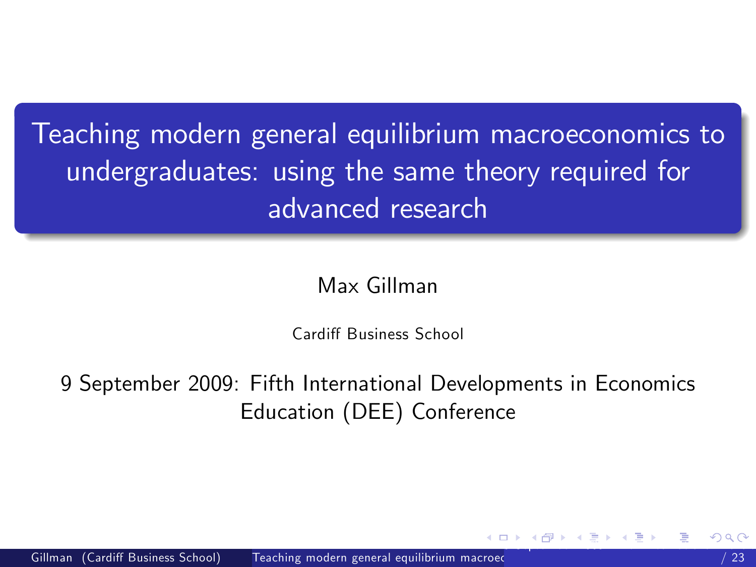# Teaching modern general equilibrium macroeconomics to undergraduates: using the same theory required for advanced research

Max Gillman

Cardiff Business School

9 September 2009: Fifth International Developments in Economics Education (DEE) Conference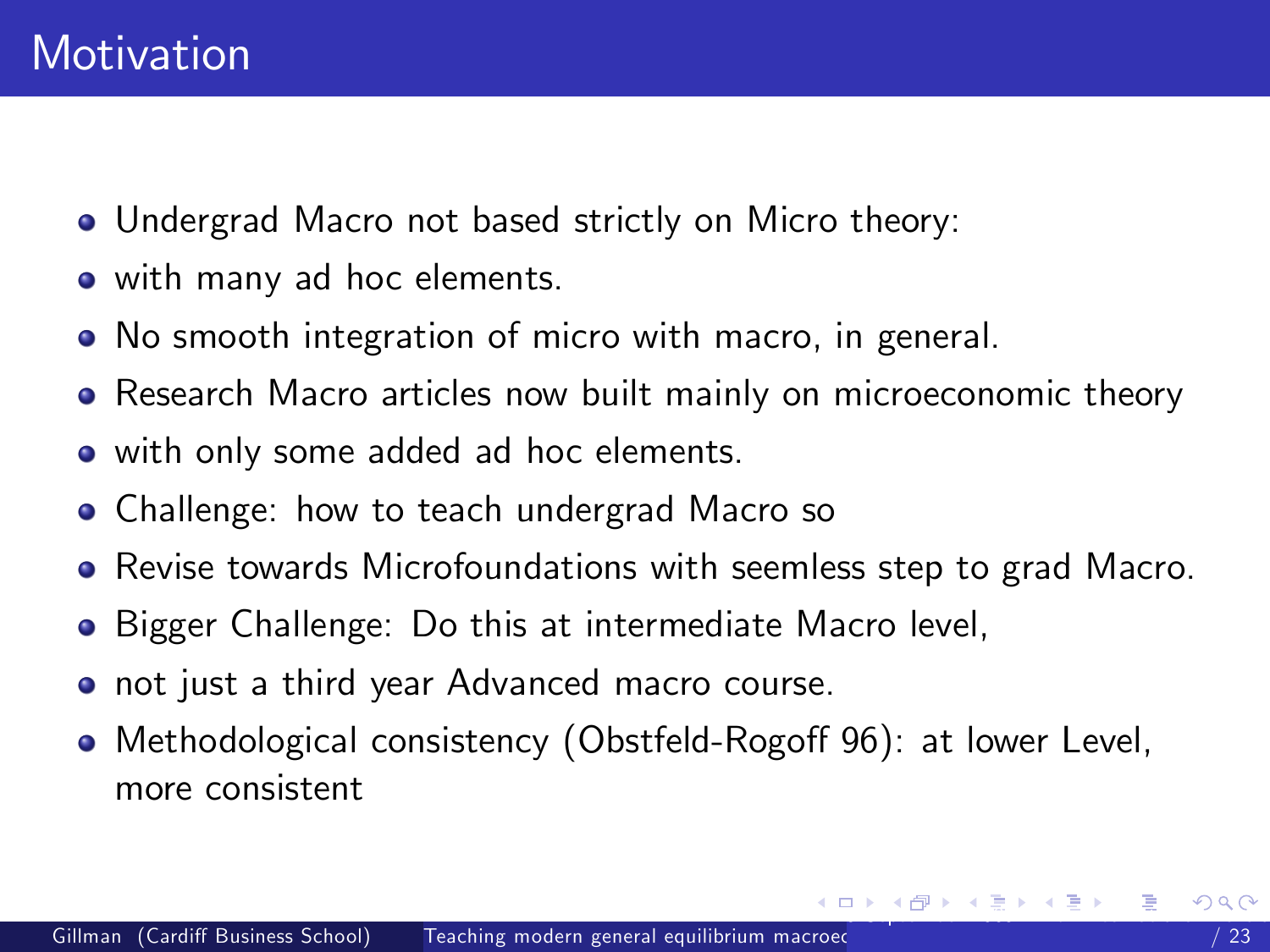# Motivation

- Undergrad Macro not based strictly on Micro theory:
- with many ad hoc elements.
- No smooth integration of micro with macro, in general.
- Research Macro articles now built mainly on microeconomic theory
- with only some added ad hoc elements.
- Challenge: how to teach undergrad Macro so
- Revise towards Microfoundations with seemless step to grad Macro.
- Bigger Challenge: Do this at intermediate Macro level,
- not just a third year Advanced macro course.
- Methodological consistency (Obstfeld-Rogoff 96): at lower Level, more consistent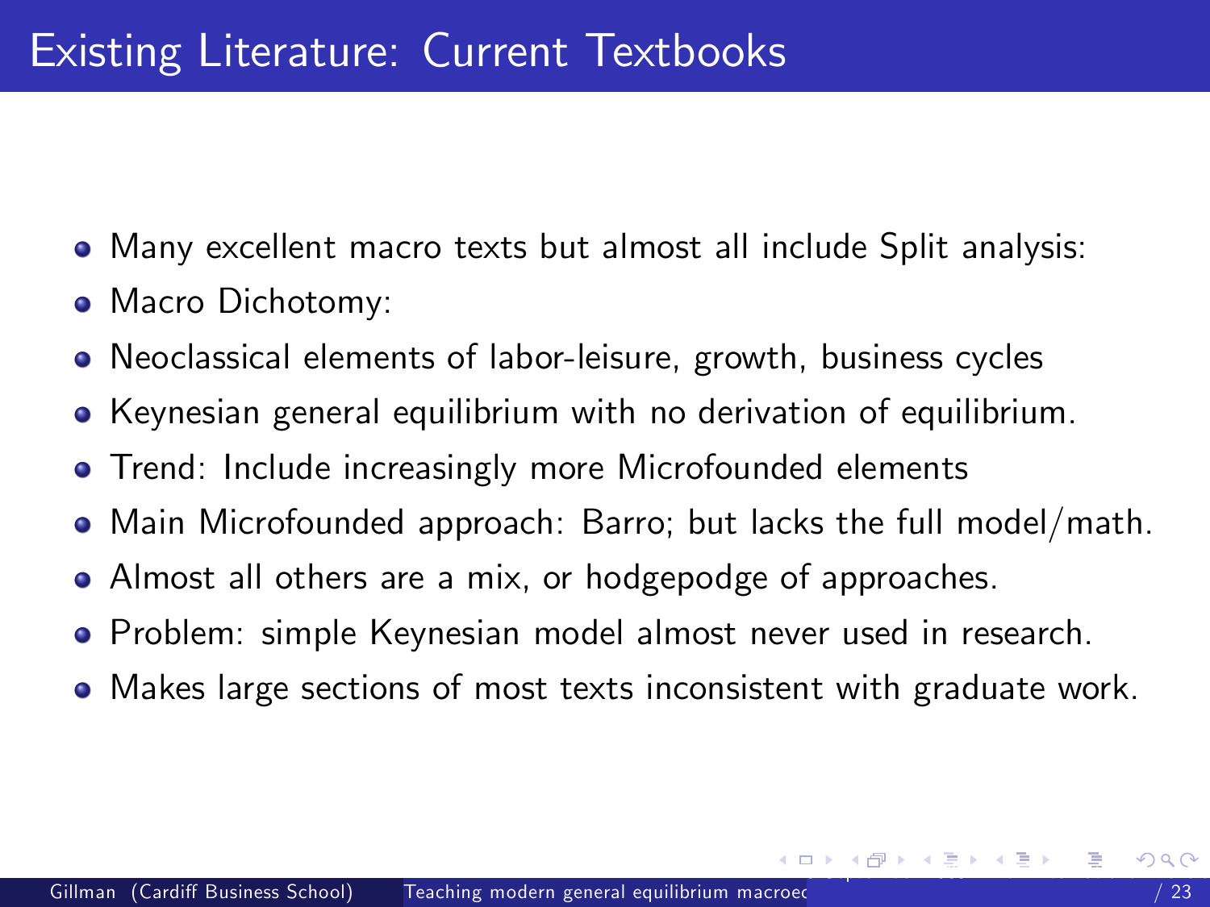# Existing Literature: Current Textbooks

- Many excellent macro texts but almost all include Split analysis:
- Macro Dichotomy:
- Neoclassical elements of labor-leisure, growth, business cycles
- Keynesian general equilibrium with no derivation of equilibrium.
- Trend: Include increasingly more Microfounded elements
- Main Microfounded approach: Barro; but lacks the full model/math.
- Almost all others are a mix, or hodgepodge of approaches.
- Problem: simple Keynesian model almost never used in research.
- Makes large sections of most texts inconsistent with graduate work.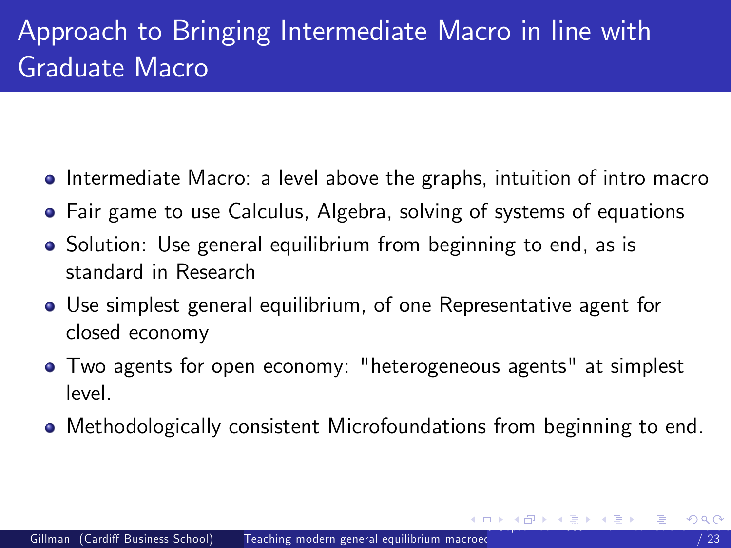# Approach to Bringing Intermediate Macro in line with Graduate Macro

- Intermediate Macro: a level above the graphs, intuition of intro macro
- Fair game to use Calculus, Algebra, solving of systems of equations
- Solution: Use general equilibrium from beginning to end, as is standard in Research
- Use simplest general equilibrium, of one Representative agent for closed economy
- Two agents for open economy: "heterogeneous agents" at simplest level.
- Methodologically consistent Microfoundations from beginning to end.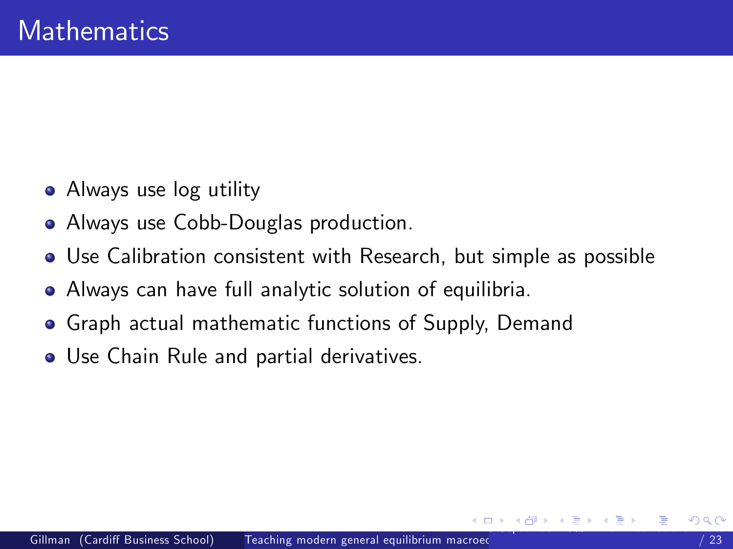# Mathematics

- Always use log utility
- Always use Cobb-Douglas production.
- Use Calibration consistent with Research, but simple as possible
- Always can have full analytic solution of equilibria.
- Graph actual mathematic functions of Supply, Demand
- Use Chain Rule and partial derivatives.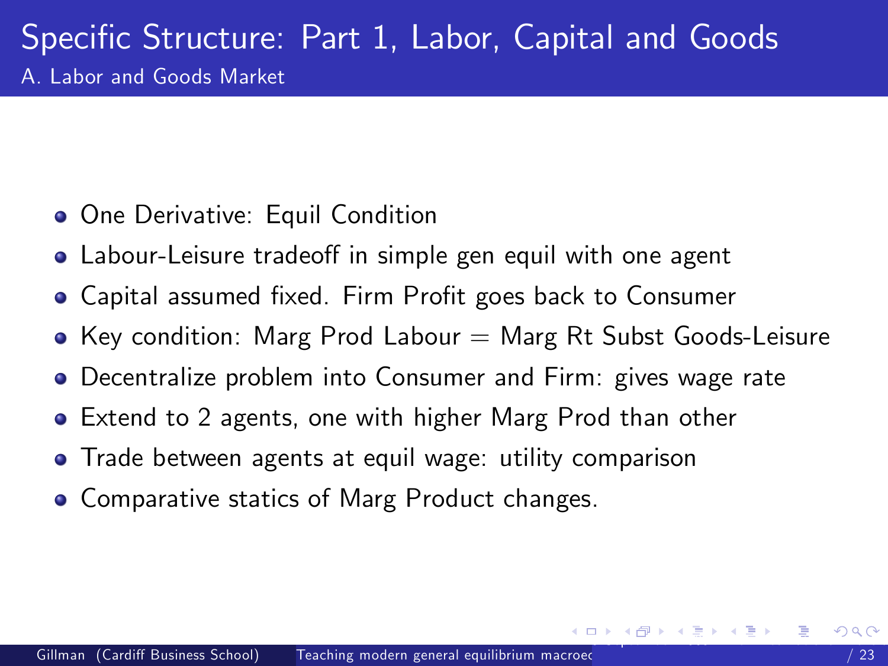# Specific Structure: Part 1, Labor, Capital and Goods

## A. Labor and Goods Market

- One Derivative: Equil Condition
- Labour-Leisure tradeoff in simple gen equil with one agent
- Capital assumed fixed. Firm Profit goes back to Consumer
- Key condition: Marg Prod Labour = Marg Rt Subst Goods-Leisure
- Decentralize problem into Consumer and Firm: gives wage rate
- Extend to 2 agents, one with higher Marg Prod than other
- Trade between agents at equil wage: utility comparison
- Comparative statics of Marg Product changes.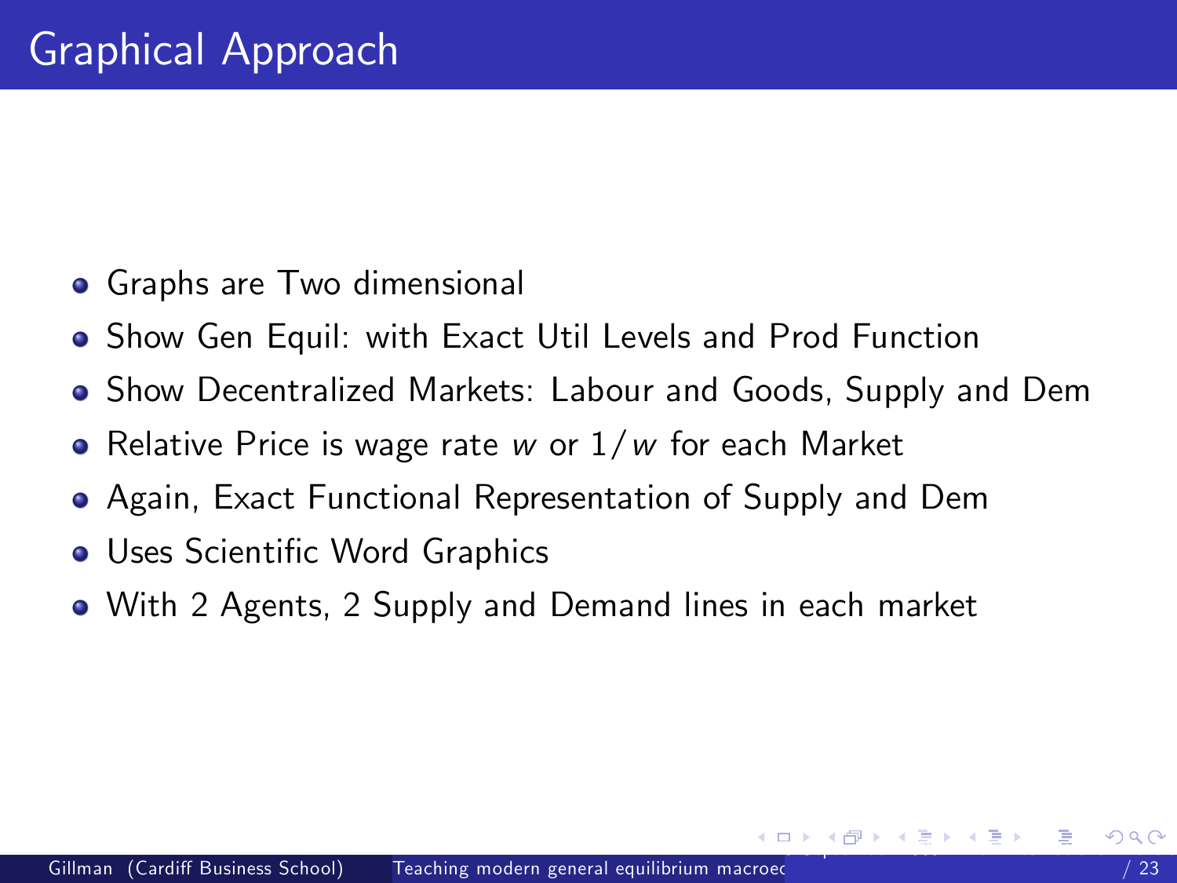# Graphical Approach

- Graphs are Two dimensional
- Show Gen Equil: with Exact Util Levels and Prod Function
- Show Decentralized Markets: Labour and Goods, Supply and Dem
- Relative Price is wage rate $w$ or $1/w$ for each Market
- Again, Exact Functional Representation of Supply and Dem
- Uses Scientific Word Graphics
- With 2 Agents, 2 Supply and Demand lines in each market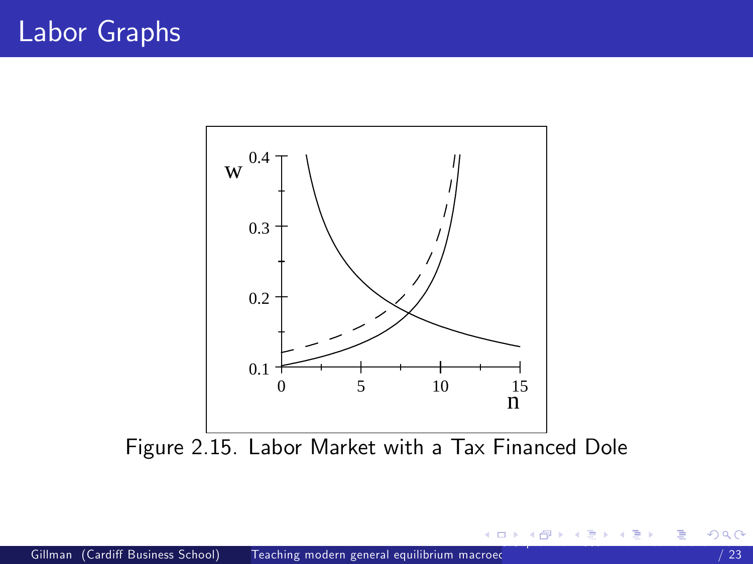# Labor Graphs

Figure 2.15. Labor Market with a Tax Financed Dole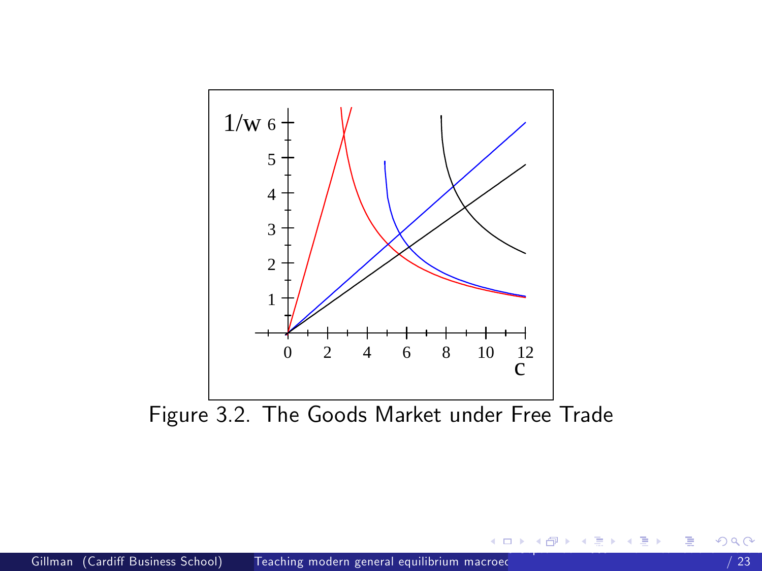Figure 3.2. The Goods Market under Free Trade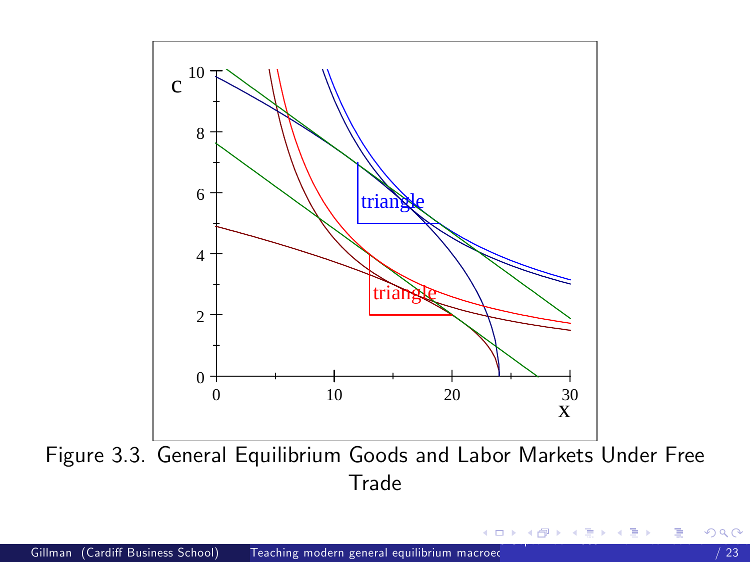Figure 3.3. General Equilibrium Goods and Labor Markets Under Free Trade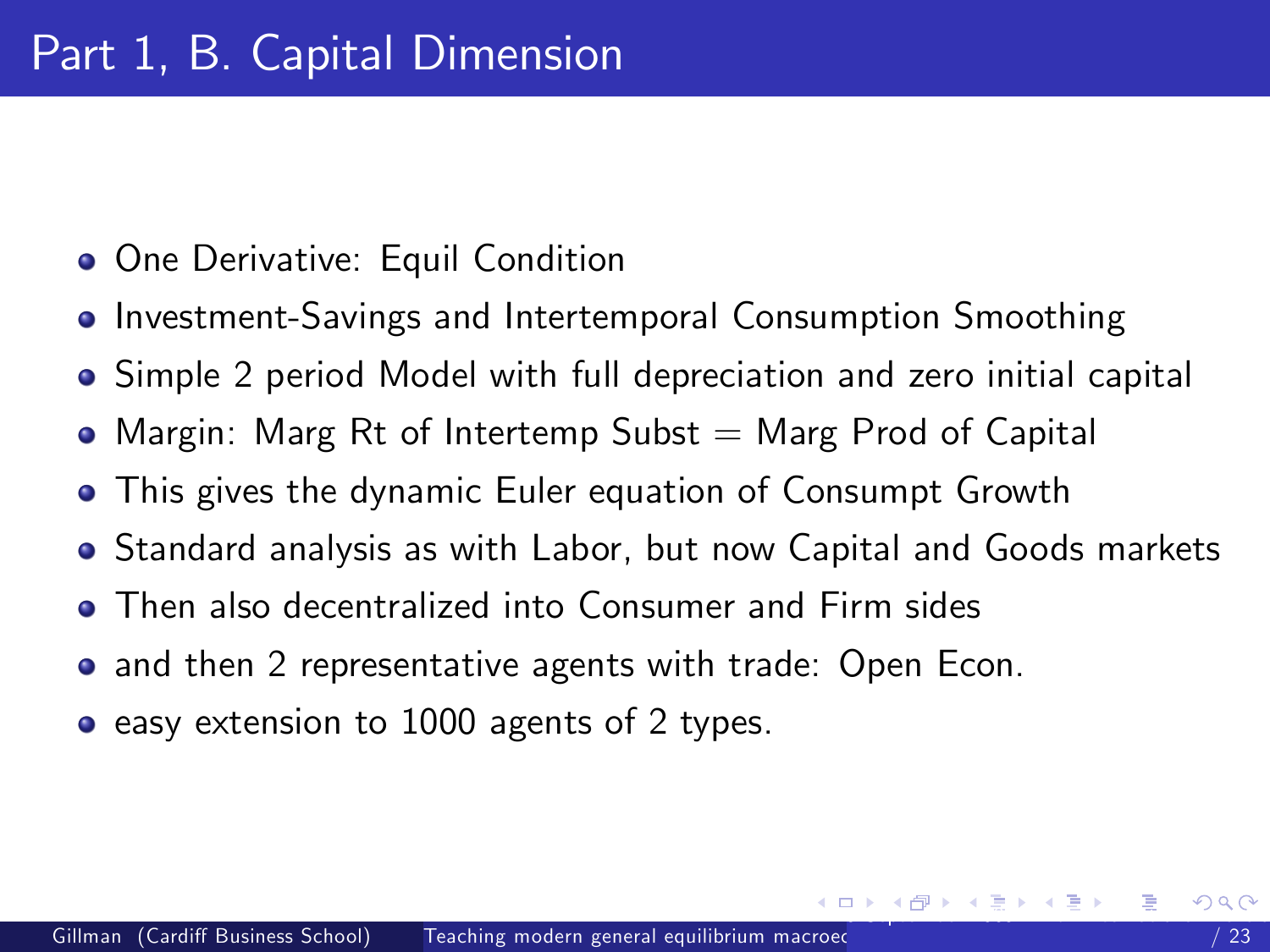# Part 1, B. Capital Dimension

- One Derivative: Equil Condition
- Investment-Savings and Intertemporal Consumption Smoothing
- Simple 2 period Model with full depreciation and zero initial capital
- Margin: Marg Rt of Intertemp Subst = Marg Prod of Capital
- This gives the dynamic Euler equation of Consumpt Growth
- Standard analysis as with Labor, but now Capital and Goods markets
- Then also decentralized into Consumer and Firm sides
- and then 2 representative agents with trade: Open Econ.
- easy extension to 1000 agents of 2 types.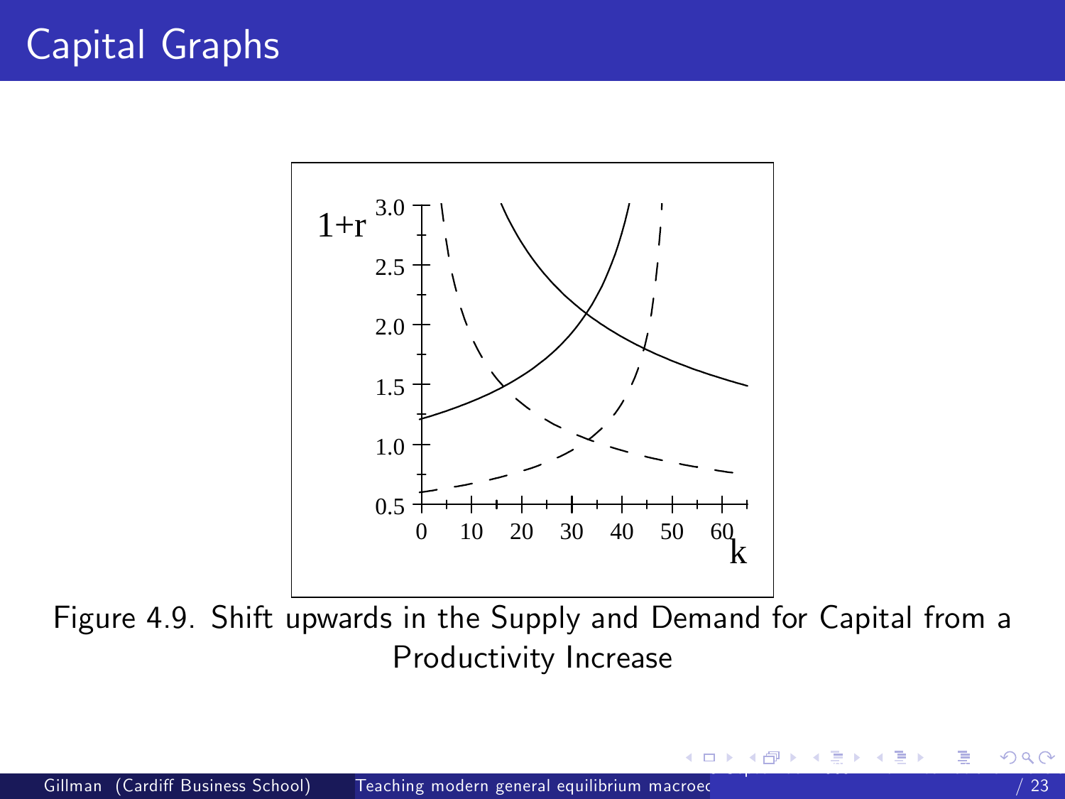# Capital Graphs

Figure 4.9. Shift upwards in the Supply and Demand for Capital from a Productivity Increase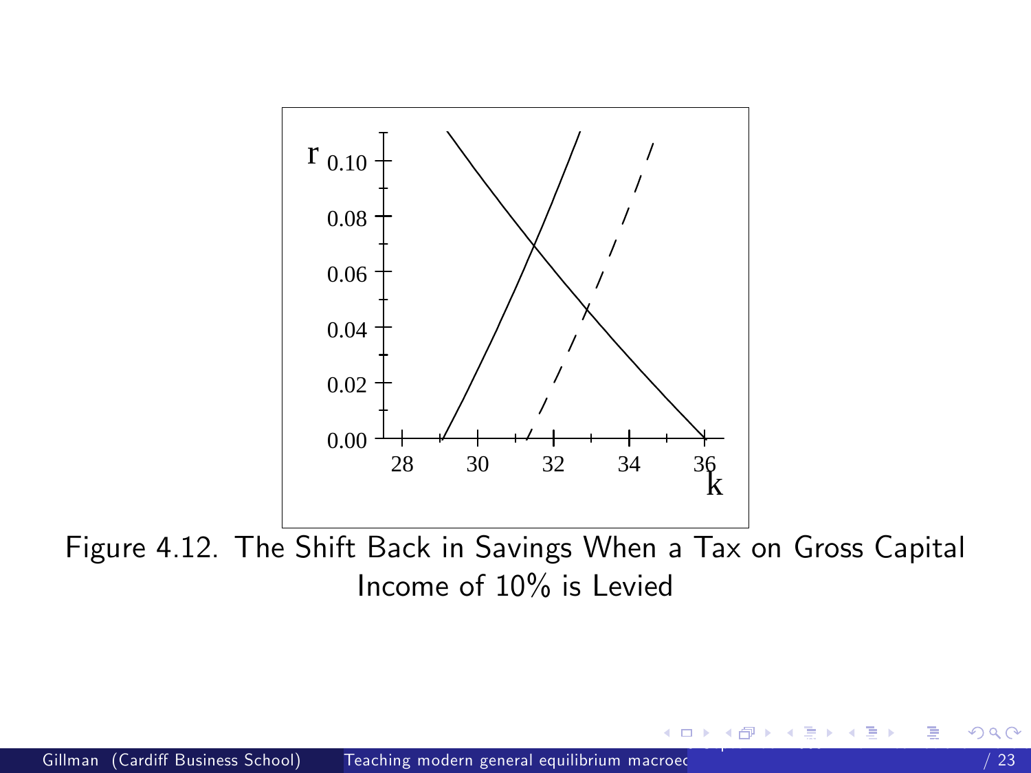Figure 4.12. The Shift Back in Savings When a Tax on Gross Capital Income of 10% is Levied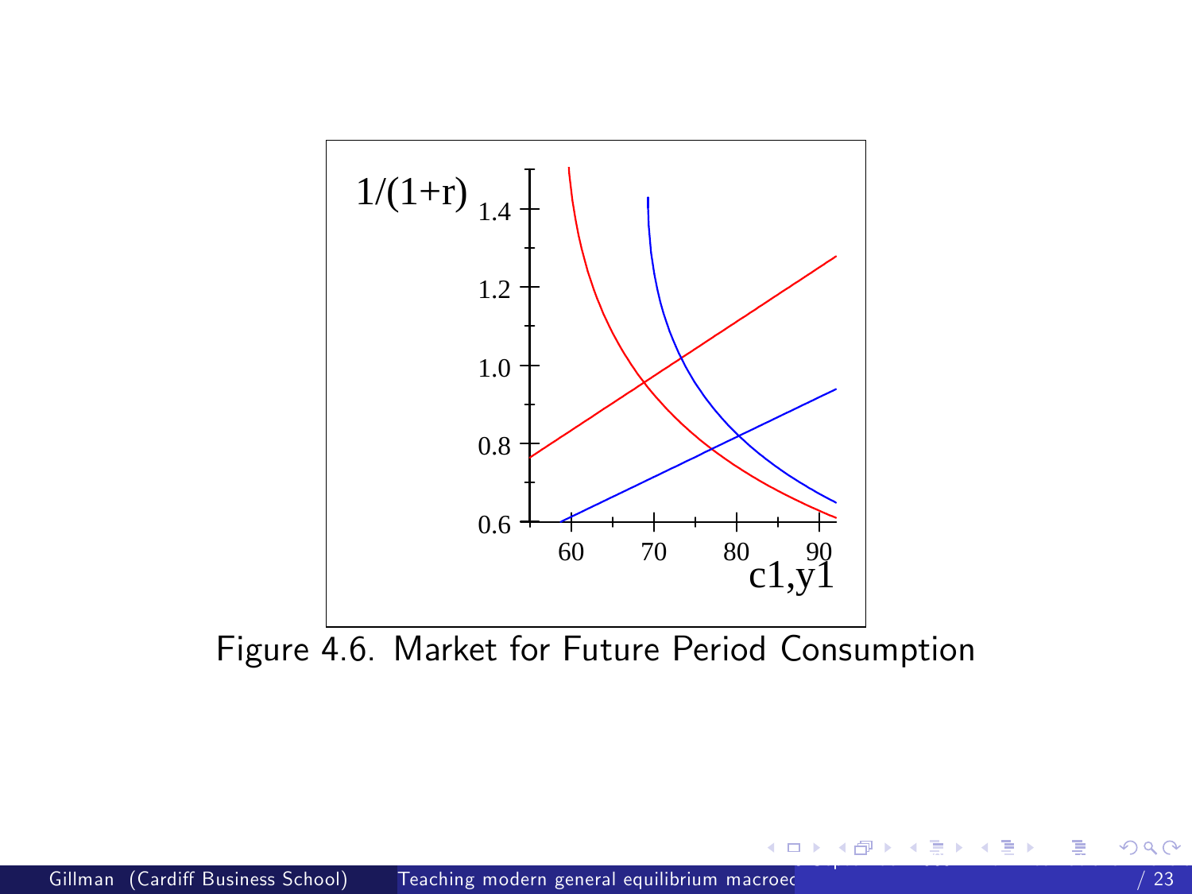Figure 4.6. Market for Future Period Consumption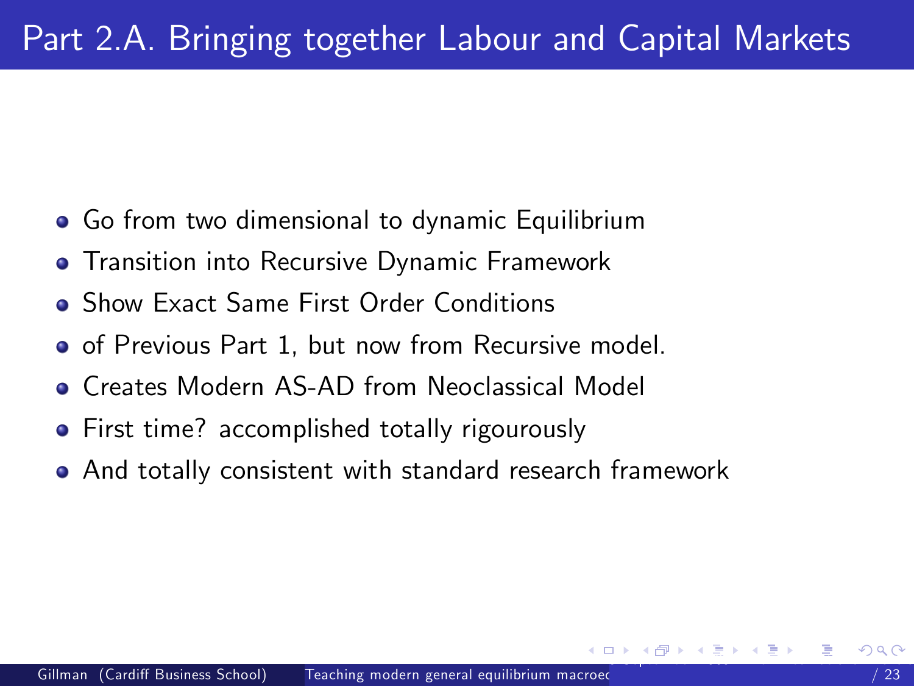# Part 2.A. Bringing together Labour and Capital Markets

- Go from two dimensional to dynamic Equilibrium
- Transition into Recursive Dynamic Framework
- Show Exact Same First Order Conditions
- of Previous Part 1, but now from Recursive model.
- Creates Modern AS-AD from Neoclassical Model
- First time? accomplished totally rigourously
- And totally consistent with standard research framework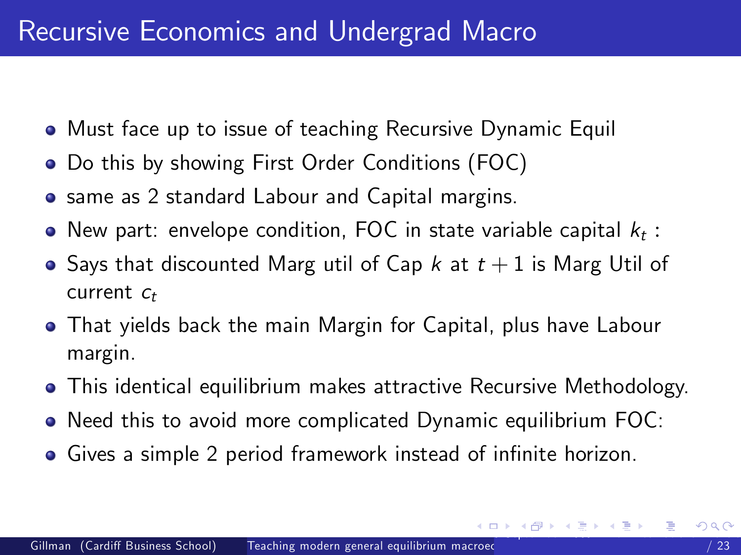# Recursive Economics and Undergrad Macro

- Must face up to issue of teaching Recursive Dynamic Equil
- Do this by showing First Order Conditions (FOC)
- same as 2 standard Labour and Capital margins.
- New part: envelope condition, FOC in state variable capital $k_t$ :
- Says that discounted Marg util of Cap $k$ at $t+1$ is Marg Util of current $c_t$
- That yields back the main Margin for Capital, plus have Labour margin.
- This identical equilibrium makes attractive Recursive Methodology.
- Need this to avoid more complicated Dynamic equilibrium FOC:
- Gives a simple 2 period framework instead of infinite horizon.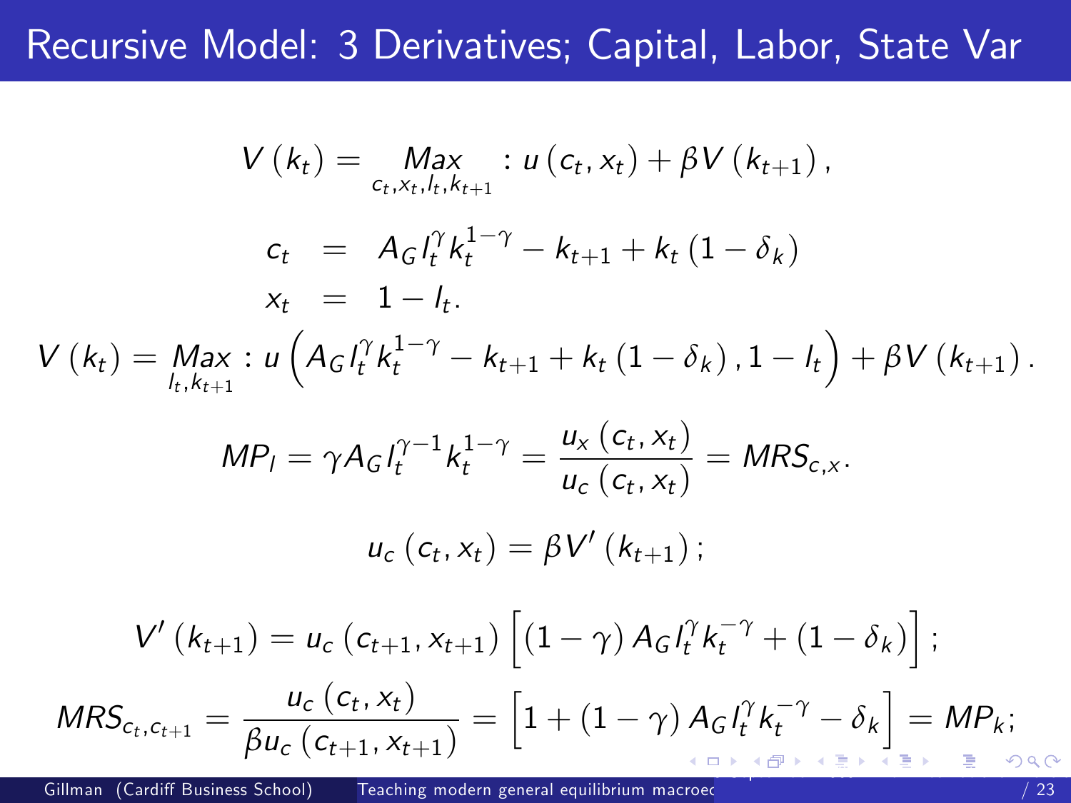# Recursive Model: 3 Derivatives; Capital, Labor, State Var

$$V\left(k_t\right) = \underset{c_t, x_t, l_t, k_{t+1}}{Max} : u\left(c_t, x_t\right) + \beta V\left(k_{t+1}\right),$$

$$c_t = A_G l_t^{\gamma} k_t^{1-\gamma} - k_{t+1} + k_t\left(1-\delta_k\right)$$

$$x_t = 1 - l_t.$$

$$V\left(k_t\right) = \underset{l_t, k_{t+1}}{Max} : u\left(A_G l_t^{\gamma} k_t^{1-\gamma} - k_{t+1} + k_t\left(1-\delta_k\right), 1 - l_t\right) + \beta V\left(k_{t+1}\right).$$

$$MP_l = \gamma A_G l_t^{\gamma-1} k_t^{1-\gamma} = \frac{u_x\left(c_t, x_t\right)}{u_c\left(c_t, x_t\right)} = MRS_{c,x}.$$

$$u_c\left(c_t, x_t\right) = \beta V'\left(k_{t+1}\right);$$

$$V'\left(k_{t+1}\right) = u_c\left(c_{t+1}, x_{t+1}\right)\left[\left(1-\gamma\right) A_G l_t^{\gamma} k_t^{-\gamma} + \left(1-\delta_k\right)\right];$$

$$MRS_{c_t, c_{t+1}} = \frac{u_c\left(c_t, x_t\right)}{\beta u_c\left(c_{t+1}, x_{t+1}\right)} = \left[1 + \left(1-\gamma\right) A_G l_t^{\gamma} k_t^{-\gamma} - \delta_k\right] = MP_k;$$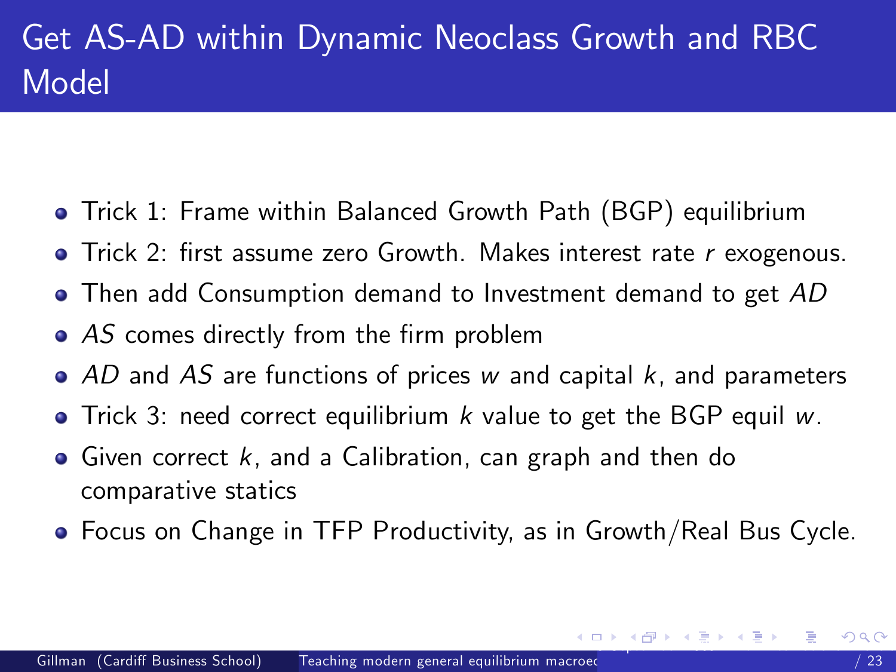# Get AS-AD within Dynamic Neoclass Growth and RBC Model

- Trick 1: Frame within Balanced Growth Path (BGP) equilibrium
- Trick 2: first assume zero Growth. Makes interest rate $r$ exogenous.
- Then add Consumption demand to Investment demand to get $AD$
- $AS$ comes directly from the firm problem
- $AD$ and $AS$ are functions of prices $w$ and capital $k$, and parameters
- Trick 3: need correct equilibrium $k$ value to get the BGP equil $w$.
- Given correct $k$, and a Calibration, can graph and then do comparative statics
- Focus on Change in TFP Productivity, as in Growth/Real Bus Cycle.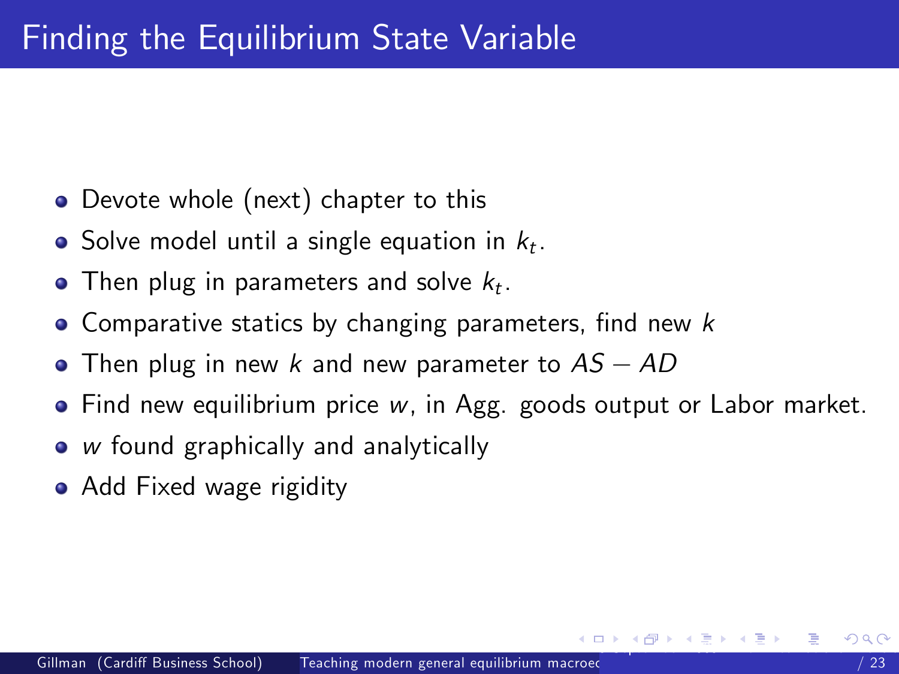# Finding the Equilibrium State Variable

- Devote whole (next) chapter to this
- Solve model until a single equation in $k_t$.
- Then plug in parameters and solve $k_t$.
- Comparative statics by changing parameters, find new $k$
- Then plug in new $k$ and new parameter to $AS - AD$
- Find new equilibrium price $w$, in Agg. goods output or Labor market.
- $w$ found graphically and analytically
- Add Fixed wage rigidity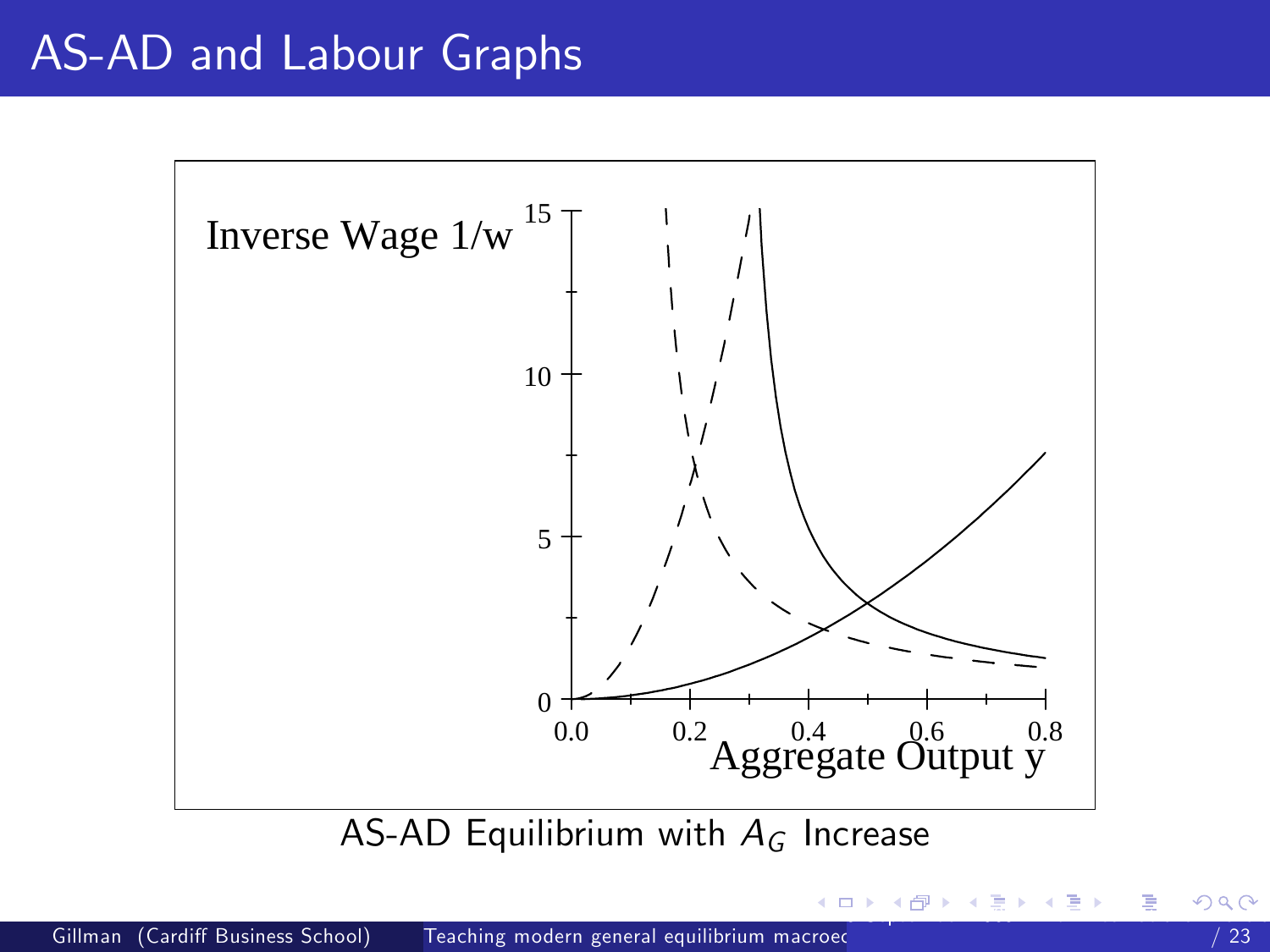# AS-AD and Labour Graphs

Inverse Wage 1/w

15

10

5

0

0.0 0.2 0.4 0.6 0.8

Aggregate Output y

AS-AD Equilibrium with $A_G$ Increase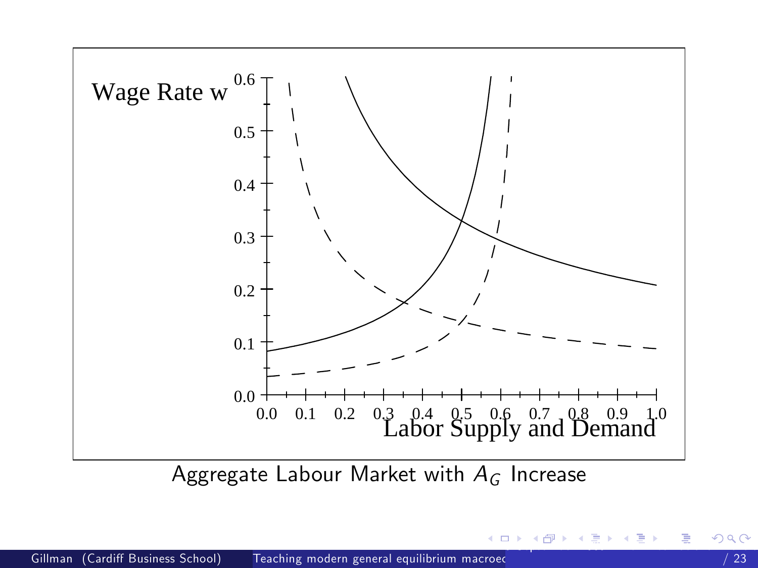Wage Rate w

Labor Supply and Demand

Aggregate Labour Market with $A_G$ Increase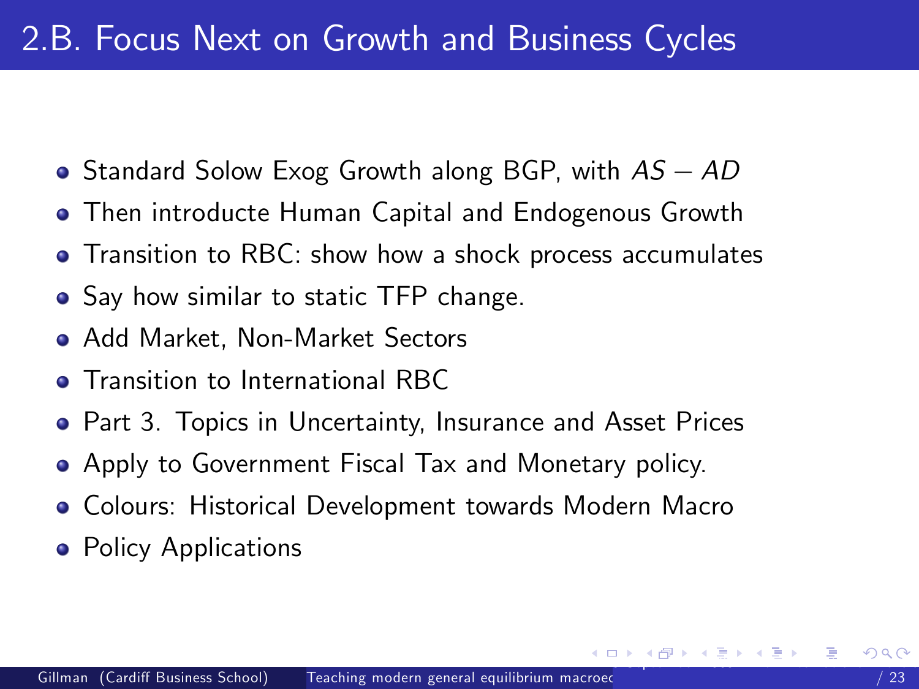# 2.B. Focus Next on Growth and Business Cycles

- Standard Solow Exog Growth along BGP, with $AS - AD$
- Then introducte Human Capital and Endogenous Growth
- Transition to RBC: show how a shock process accumulates
- Say how similar to static TFP change.
- Add Market, Non-Market Sectors
- Transition to International RBC
- Part 3. Topics in Uncertainty, Insurance and Asset Prices
- Apply to Government Fiscal Tax and Monetary policy.
- Colours: Historical Development towards Modern Macro
- Policy Applications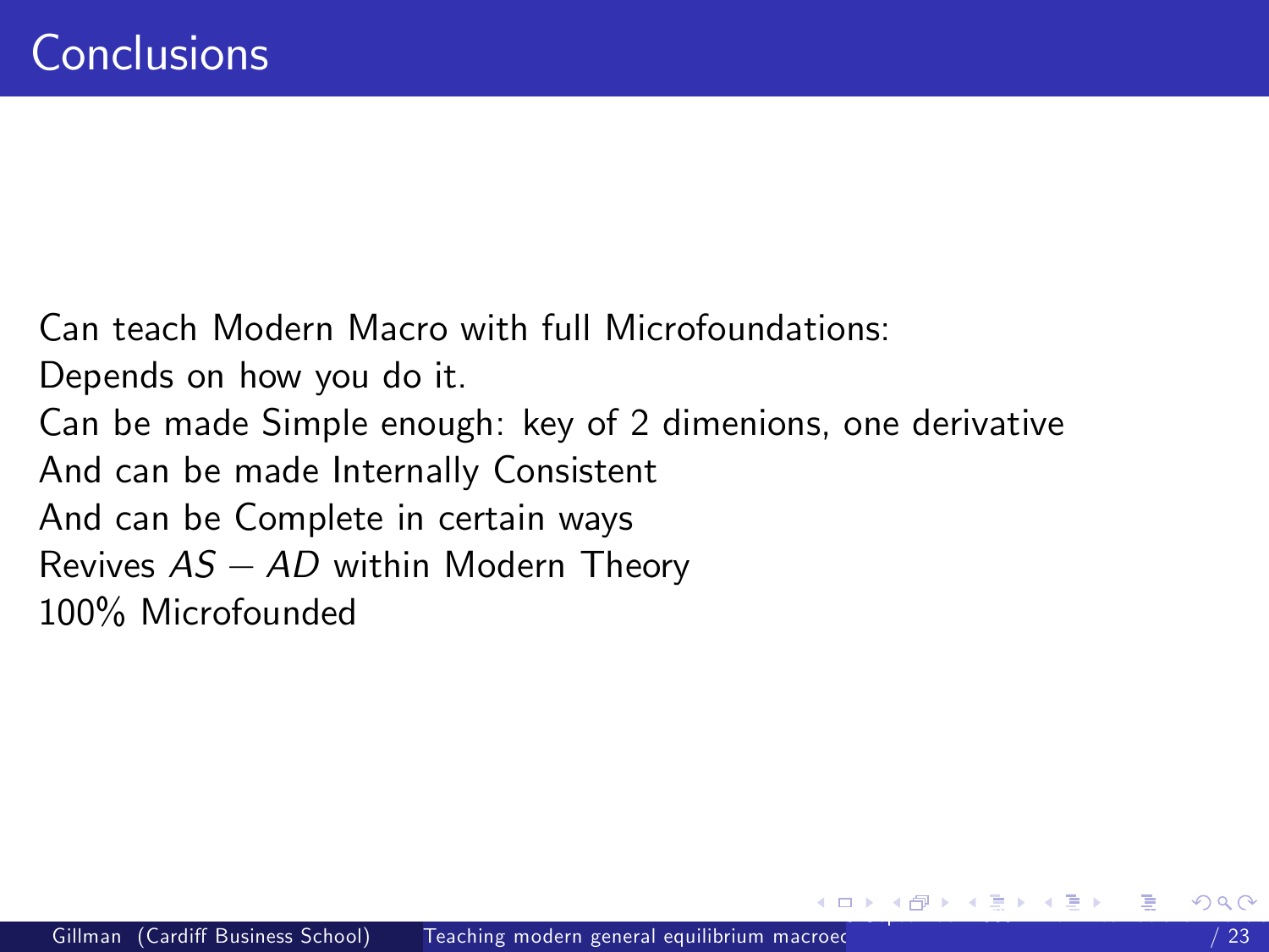# Conclusions

Can teach Modern Macro with full Microfoundations:
Depends on how you do it.
Can be made Simple enough: key of 2 dimenions, one derivative
And can be made Internally Consistent
And can be Complete in certain ways
Revives $AS - AD$ within Modern Theory
100% Microfounded